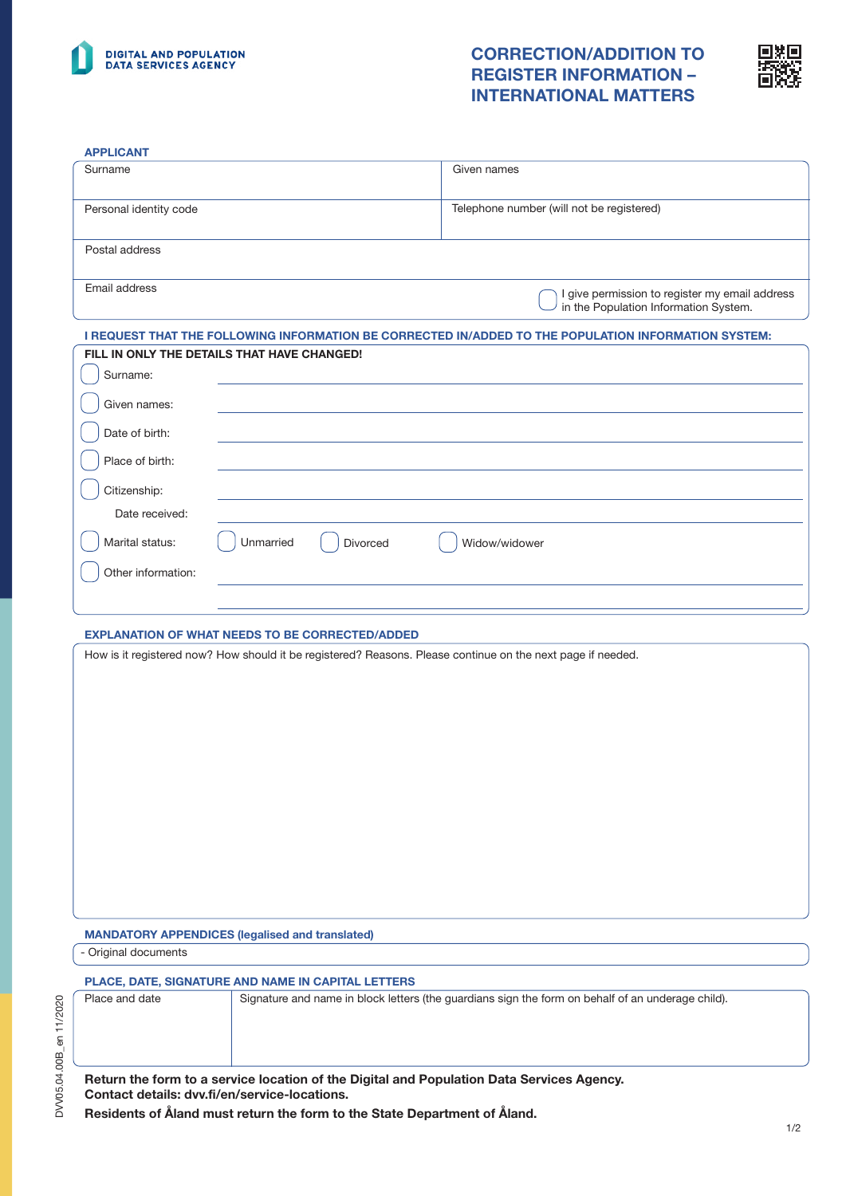**DIGITAL AND POPULATION DATA SERVICES AGENCY**

# CORRECTION/ADDITION TO REGISTER INFORMATION – INTERNATIONAL MATTERS

## APPLICANT

| Surname | Given names |
|---|---|
| Personal identity code | Telephone number (will not be registered) |
| Postal address | |
| Email address | ☐ I give permission to register my email address in the Population Information System. |

## I REQUEST THAT THE FOLLOWING INFORMATION BE CORRECTED IN/ADDED TO THE POPULATION INFORMATION SYSTEM:

**FILL IN ONLY THE DETAILS THAT HAVE CHANGED!**

☐ Surname: \_\_\_\_\_\_\_\_\_\_\_\_\_\_\_\_\_\_\_\_

☐ Given names: \_\_\_\_\_\_\_\_\_\_\_\_\_\_\_\_\_\_\_\_

☐ Date of birth: \_\_\_\_\_\_\_\_\_\_\_\_\_\_\_\_\_\_\_\_

☐ Place of birth: \_\_\_\_\_\_\_\_\_\_\_\_\_\_\_\_\_\_\_\_

☐ Citizenship: \_\_\_\_\_\_\_\_\_\_\_\_\_\_\_\_\_\_\_\_

Date received: \_\_\_\_\_\_\_\_\_\_\_\_\_\_\_\_\_\_\_\_

☐ Marital status: ☐ Unmarried ☐ Divorced ☐ Widow/widower

☐ Other information: \_\_\_\_\_\_\_\_\_\_\_\_\_\_\_\_\_\_\_\_

## EXPLANATION OF WHAT NEEDS TO BE CORRECTED/ADDED

How is it registered now? How should it be registered? Reasons. Please continue on the next page if needed.

## MANDATORY APPENDICES (legalised and translated)

- Original documents

## PLACE, DATE, SIGNATURE AND NAME IN CAPITAL LETTERS

| Place and date | Signature and name in block letters (the guardians sign the form on behalf of an underage child). |
|---|---|
| | |

**Return the form to a service location of the Digital and Population Data Services Agency.**
**Contact details: dvv.fi/en/service-locations.**
**Residents of Åland must return the form to the State Department of Åland.**

DVV05.04.00B_en 11/2020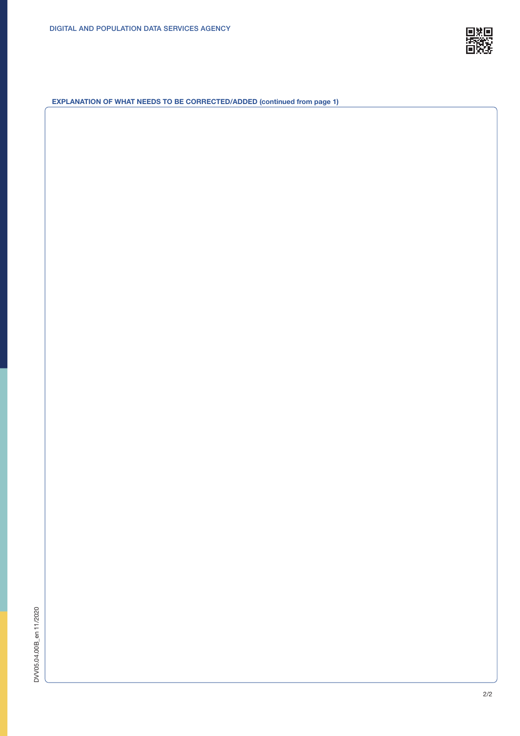**EXPLANATION OF WHAT NEEDS TO BE CORRECTED/ADDED (continued from page 1)**

DVV05.04.00B_en 11/2020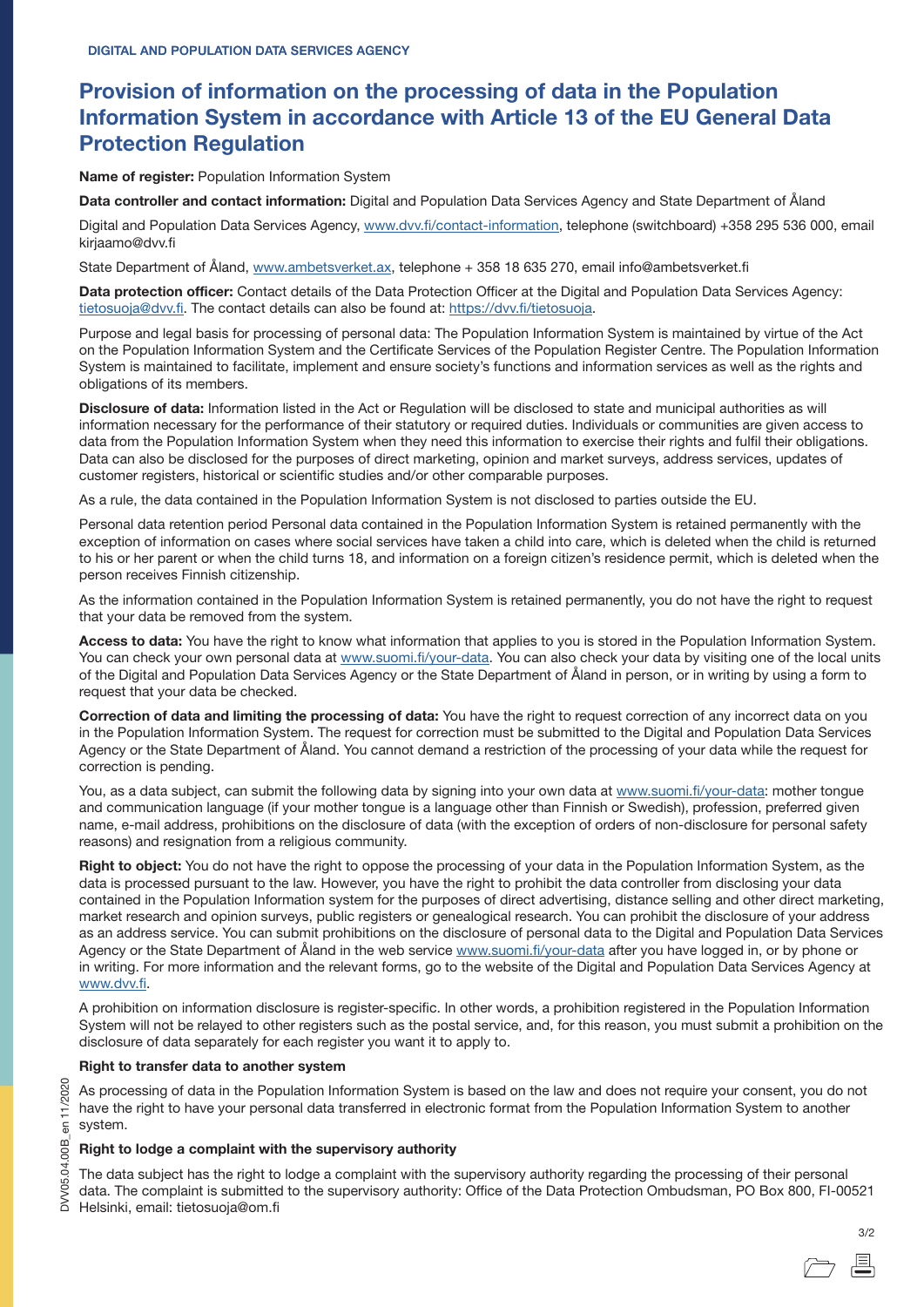DIGITAL AND POPULATION DATA SERVICES AGENCY

# Provision of information on the processing of data in the Population Information System in accordance with Article 13 of the EU General Data Protection Regulation

**Name of register:** Population Information System

**Data controller and contact information:** Digital and Population Data Services Agency and State Department of Åland

Digital and Population Data Services Agency, www.dvv.fi/contact-information, telephone (switchboard) +358 295 536 000, email kirjaamo@dvv.fi

State Department of Åland, www.ambetsverket.ax, telephone + 358 18 635 270, email info@ambetsverket.fi

**Data protection officer:** Contact details of the Data Protection Officer at the Digital and Population Data Services Agency: tietosuoja@dvv.fi. The contact details can also be found at: https://dvv.fi/tietosuoja.

Purpose and legal basis for processing of personal data: The Population Information System is maintained by virtue of the Act on the Population Information System and the Certificate Services of the Population Register Centre. The Population Information System is maintained to facilitate, implement and ensure society's functions and information services as well as the rights and obligations of its members.

**Disclosure of data:** Information listed in the Act or Regulation will be disclosed to state and municipal authorities as will information necessary for the performance of their statutory or required duties. Individuals or communities are given access to data from the Population Information System when they need this information to exercise their rights and fulfil their obligations. Data can also be disclosed for the purposes of direct marketing, opinion and market surveys, address services, updates of customer registers, historical or scientific studies and/or other comparable purposes.

As a rule, the data contained in the Population Information System is not disclosed to parties outside the EU.

Personal data retention period Personal data contained in the Population Information System is retained permanently with the exception of information on cases where social services have taken a child into care, which is deleted when the child is returned to his or her parent or when the child turns 18, and information on a foreign citizen's residence permit, which is deleted when the person receives Finnish citizenship.

As the information contained in the Population Information System is retained permanently, you do not have the right to request that your data be removed from the system.

**Access to data:** You have the right to know what information that applies to you is stored in the Population Information System. You can check your own personal data at www.suomi.fi/your-data. You can also check your data by visiting one of the local units of the Digital and Population Data Services Agency or the State Department of Åland in person, or in writing by using a form to request that your data be checked.

**Correction of data and limiting the processing of data:** You have the right to request correction of any incorrect data on you in the Population Information System. The request for correction must be submitted to the Digital and Population Data Services Agency or the State Department of Åland. You cannot demand a restriction of the processing of your data while the request for correction is pending.

You, as a data subject, can submit the following data by signing into your own data at www.suomi.fi/your-data: mother tongue and communication language (if your mother tongue is a language other than Finnish or Swedish), profession, preferred given name, e-mail address, prohibitions on the disclosure of data (with the exception of orders of non-disclosure for personal safety reasons) and resignation from a religious community.

**Right to object:** You do not have the right to oppose the processing of your data in the Population Information System, as the data is processed pursuant to the law. However, you have the right to prohibit the data controller from disclosing your data contained in the Population Information system for the purposes of direct advertising, distance selling and other direct marketing, market research and opinion surveys, public registers or genealogical research. You can prohibit the disclosure of your address as an address service. You can submit prohibitions on the disclosure of personal data to the Digital and Population Data Services Agency or the State Department of Åland in the web service www.suomi.fi/your-data after you have logged in, or by phone or in writing. For more information and the relevant forms, go to the website of the Digital and Population Data Services Agency at www.dvv.fi.

A prohibition on information disclosure is register-specific. In other words, a prohibition registered in the Population Information System will not be relayed to other registers such as the postal service, and, for this reason, you must submit a prohibition on the disclosure of data separately for each register you want it to apply to.

**Right to transfer data to another system**

As processing of data in the Population Information System is based on the law and does not require your consent, you do not have the right to have your personal data transferred in electronic format from the Population Information System to another system.

**Right to lodge a complaint with the supervisory authority**

The data subject has the right to lodge a complaint with the supervisory authority regarding the processing of their personal data. The complaint is submitted to the supervisory authority: Office of the Data Protection Ombudsman, PO Box 800, FI-00521 Helsinki, email: tietosuoja@om.fi

DVV05.04.00B_en 11/2020